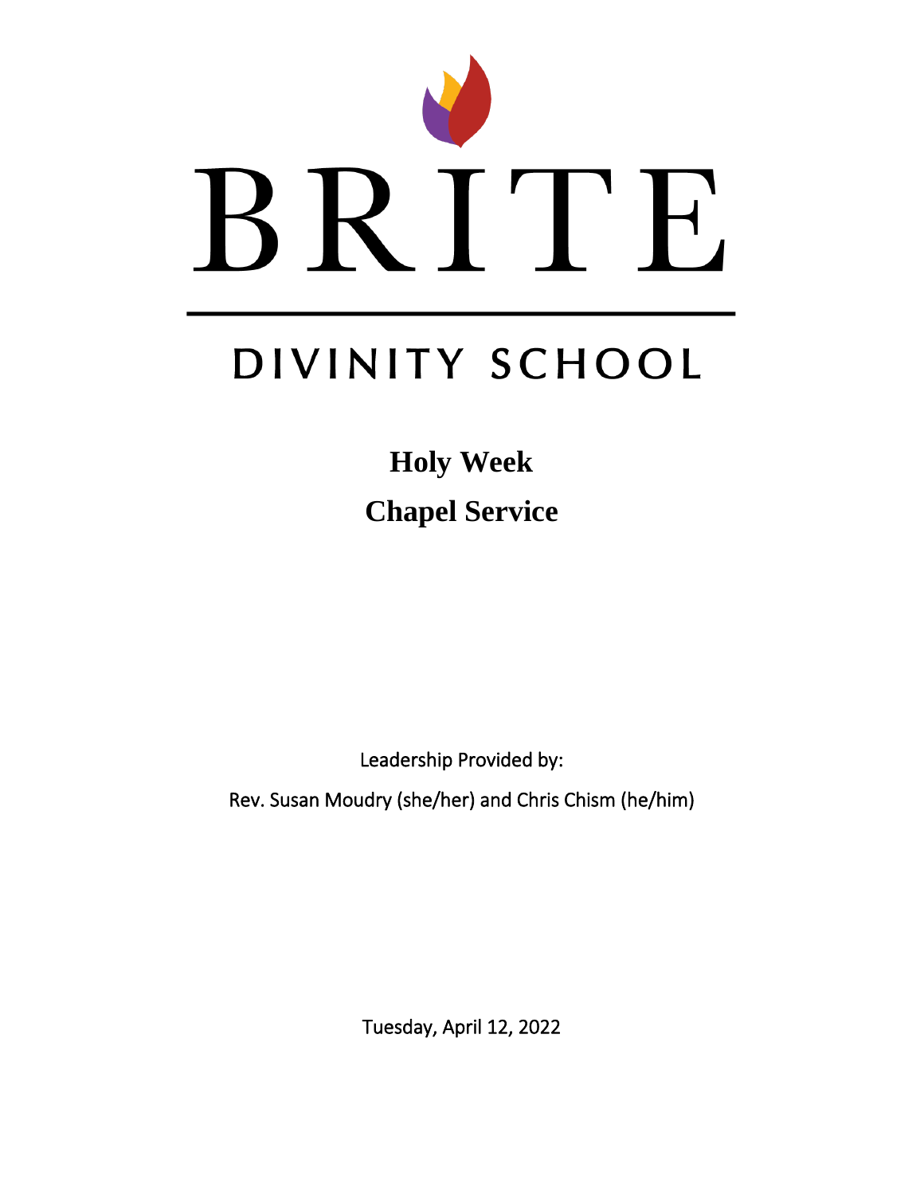# BRITE

## DIVINITY SCHOOL

# Holy Week

# Chapel Service

Leadership Provided by:

Rev. Susan Moudry (she/her) and Chris Chism (he/him)

Tuesday, April 12, 2022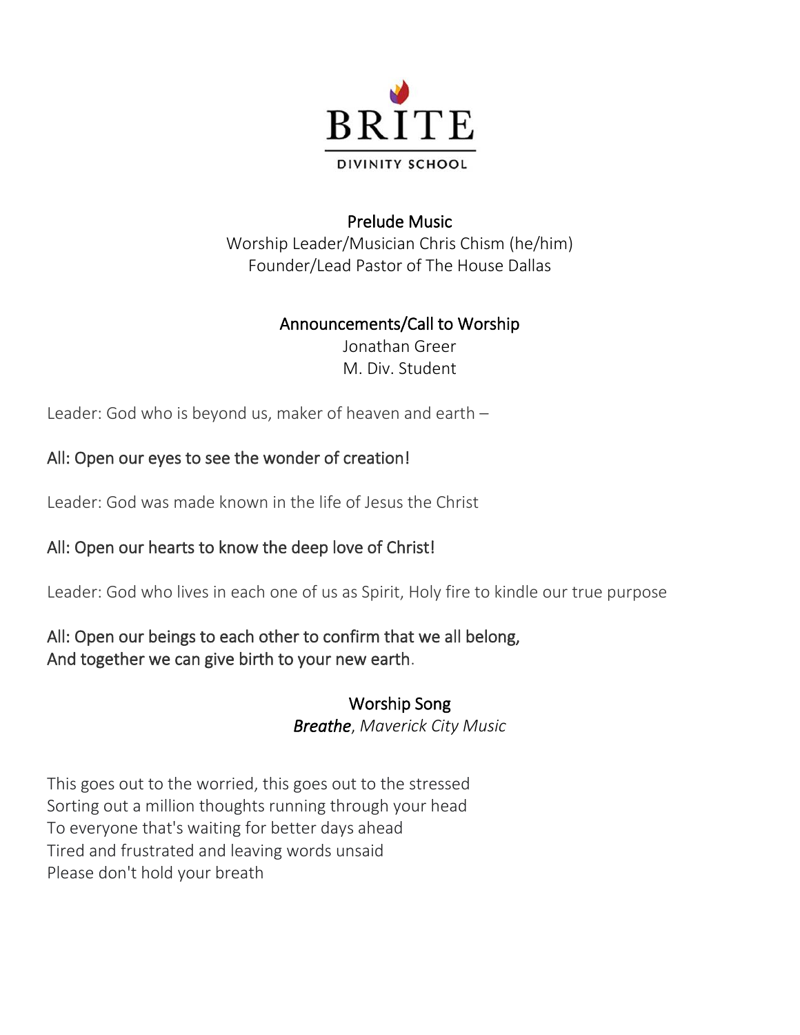BRITE

DIVINITY SCHOOL

## Prelude Music

Worship Leader/Musician Chris Chism (he/him)
Founder/Lead Pastor of The House Dallas

## Announcements/Call to Worship

Jonathan Greer
M. Div. Student

Leader: God who is beyond us, maker of heaven and earth –

All: Open our eyes to see the wonder of creation!

Leader: God was made known in the life of Jesus the Christ

All: Open our hearts to know the deep love of Christ!

Leader: God who lives in each one of us as Spirit, Holy fire to kindle our true purpose

All: Open our beings to each other to confirm that we all belong,
And together we can give birth to your new earth.

## Worship Song

***Breathe***, *Maverick City Music*

This goes out to the worried, this goes out to the stressed
Sorting out a million thoughts running through your head
To everyone that's waiting for better days ahead
Tired and frustrated and leaving words unsaid
Please don't hold your breath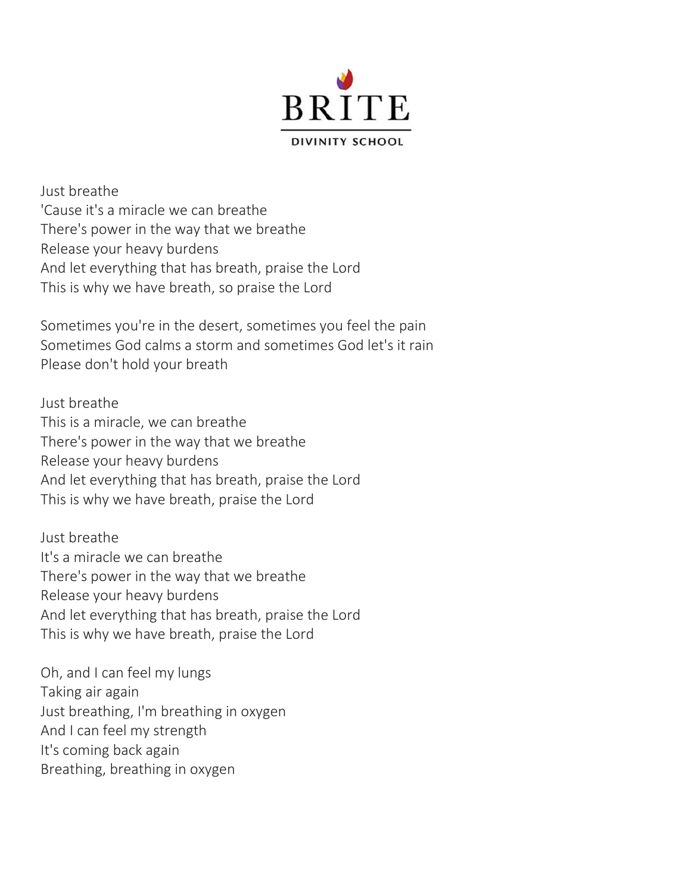BRITE
DIVINITY SCHOOL

Just breathe
'Cause it's a miracle we can breathe
There's power in the way that we breathe
Release your heavy burdens
And let everything that has breath, praise the Lord
This is why we have breath, so praise the Lord

Sometimes you're in the desert, sometimes you feel the pain
Sometimes God calms a storm and sometimes God let's it rain
Please don't hold your breath

Just breathe
This is a miracle, we can breathe
There's power in the way that we breathe
Release your heavy burdens
And let everything that has breath, praise the Lord
This is why we have breath, praise the Lord

Just breathe
It's a miracle we can breathe
There's power in the way that we breathe
Release your heavy burdens
And let everything that has breath, praise the Lord
This is why we have breath, praise the Lord

Oh, and I can feel my lungs
Taking air again
Just breathing, I'm breathing in oxygen
And I can feel my strength
It's coming back again
Breathing, breathing in oxygen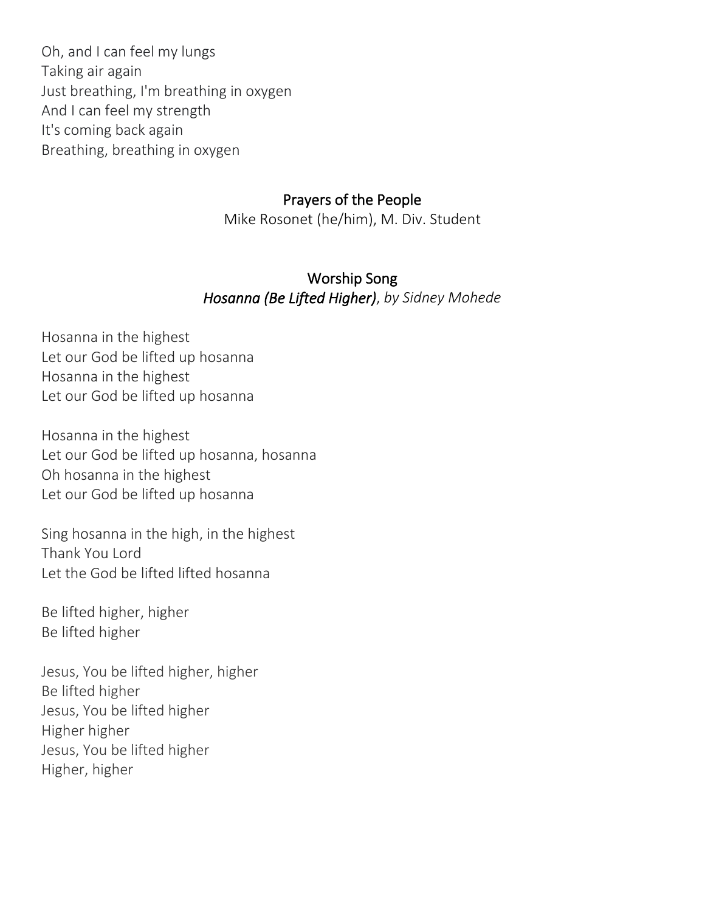Oh, and I can feel my lungs
Taking air again
Just breathing, I'm breathing in oxygen
And I can feel my strength
It's coming back again
Breathing, breathing in oxygen

## Prayers of the People

Mike Rosonet (he/him), M. Div. Student

## Worship Song

*Hosanna (Be Lifted Higher)*, *by Sidney Mohede*

Hosanna in the highest
Let our God be lifted up hosanna
Hosanna in the highest
Let our God be lifted up hosanna

Hosanna in the highest
Let our God be lifted up hosanna, hosanna
Oh hosanna in the highest
Let our God be lifted up hosanna

Sing hosanna in the high, in the highest
Thank You Lord
Let the God be lifted lifted hosanna

Be lifted higher, higher
Be lifted higher

Jesus, You be lifted higher, higher
Be lifted higher
Jesus, You be lifted higher
Higher higher
Jesus, You be lifted higher
Higher, higher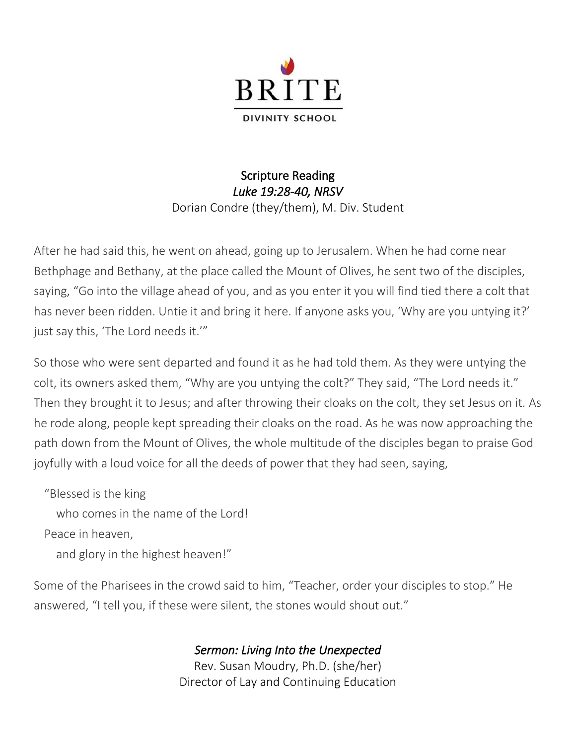BRITE

DIVINITY SCHOOL

## Scripture Reading

*Luke 19:28-40, NRSV*

Dorian Condre (they/them), M. Div. Student

After he had said this, he went on ahead, going up to Jerusalem. When he had come near Bethphage and Bethany, at the place called the Mount of Olives, he sent two of the disciples, saying, "Go into the village ahead of you, and as you enter it you will find tied there a colt that has never been ridden. Untie it and bring it here. If anyone asks you, 'Why are you untying it?' just say this, 'The Lord needs it.'"

So those who were sent departed and found it as he had told them. As they were untying the colt, its owners asked them, "Why are you untying the colt?" They said, "The Lord needs it." Then they brought it to Jesus; and after throwing their cloaks on the colt, they set Jesus on it. As he rode along, people kept spreading their cloaks on the road. As he was now approaching the path down from the Mount of Olives, the whole multitude of the disciples began to praise God joyfully with a loud voice for all the deeds of power that they had seen, saying,

"Blessed is the king
  who comes in the name of the Lord!
Peace in heaven,
  and glory in the highest heaven!"

Some of the Pharisees in the crowd said to him, "Teacher, order your disciples to stop." He answered, "I tell you, if these were silent, the stones would shout out."

## *Sermon: Living Into the Unexpected*

Rev. Susan Moudry, Ph.D. (she/her)

Director of Lay and Continuing Education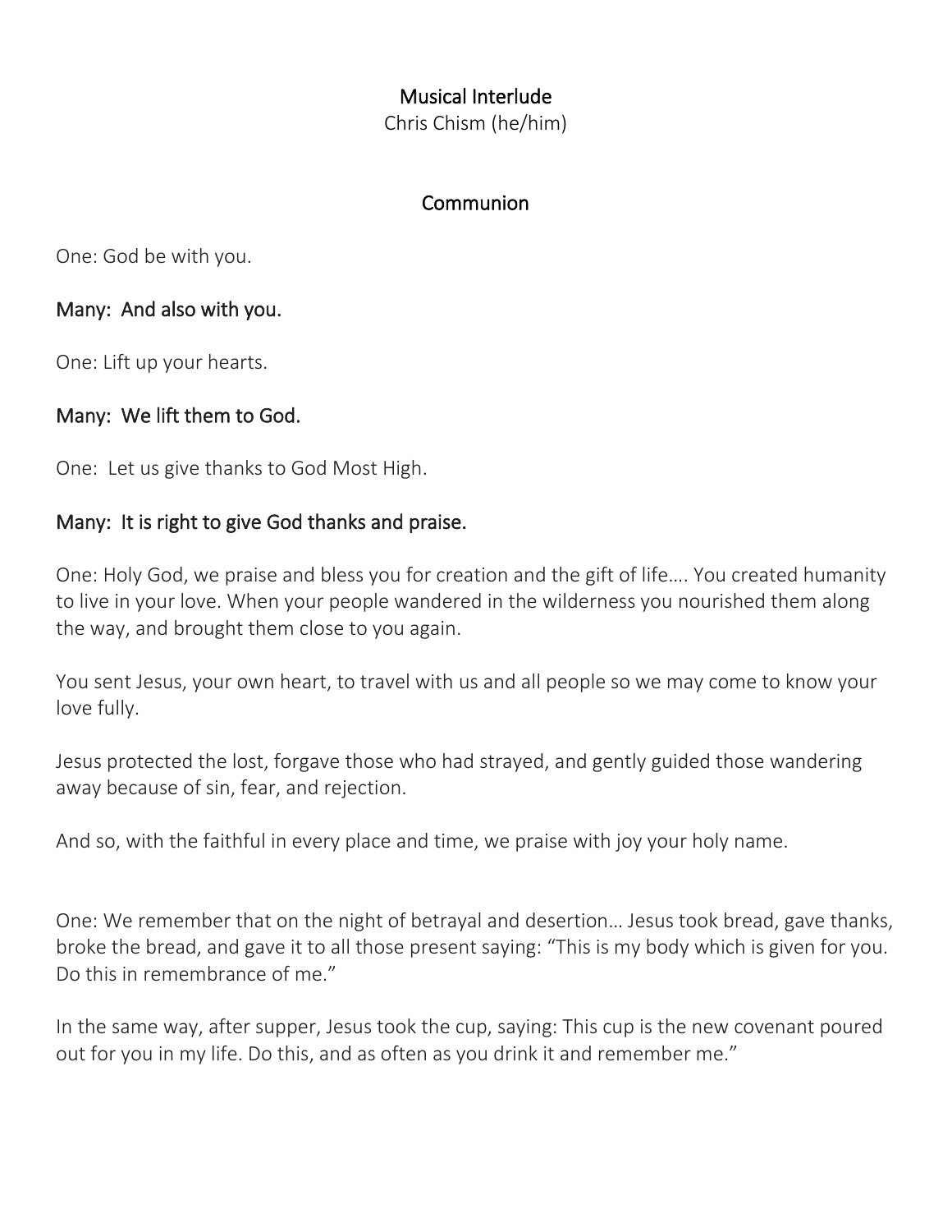## Musical Interlude

Chris Chism (he/him)

## Communion

One: God be with you.

**Many: And also with you.**

One: Lift up your hearts.

**Many: We lift them to God.**

One: Let us give thanks to God Most High.

**Many: It is right to give God thanks and praise.**

One: Holy God, we praise and bless you for creation and the gift of life…. You created humanity to live in your love. When your people wandered in the wilderness you nourished them along the way, and brought them close to you again.

You sent Jesus, your own heart, to travel with us and all people so we may come to know your love fully.

Jesus protected the lost, forgave those who had strayed, and gently guided those wandering away because of sin, fear, and rejection.

And so, with the faithful in every place and time, we praise with joy your holy name.

One: We remember that on the night of betrayal and desertion… Jesus took bread, gave thanks, broke the bread, and gave it to all those present saying: "This is my body which is given for you. Do this in remembrance of me."

In the same way, after supper, Jesus took the cup, saying: This cup is the new covenant poured out for you in my life. Do this, and as often as you drink it and remember me."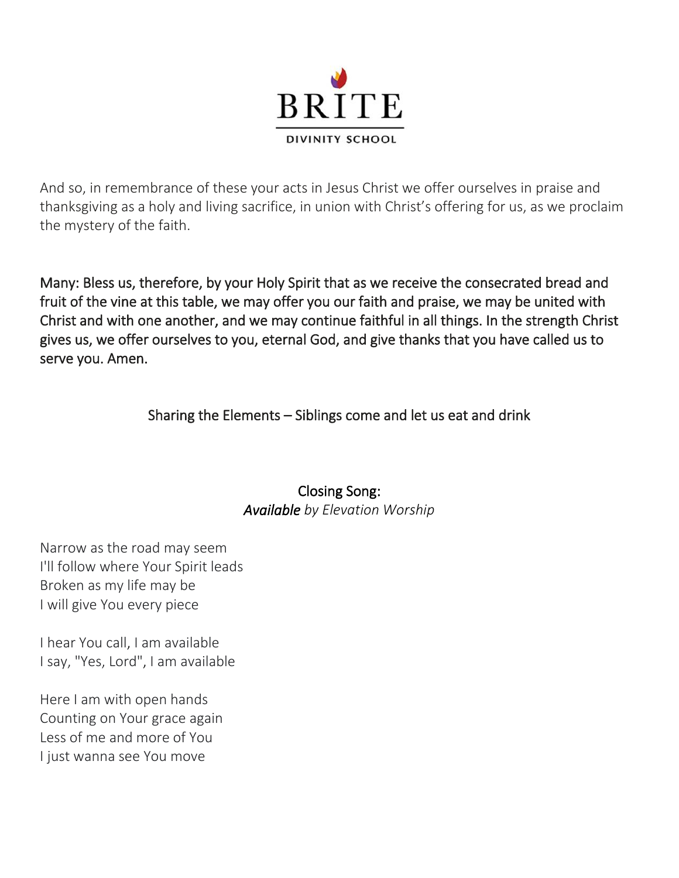And so, in remembrance of these your acts in Jesus Christ we offer ourselves in praise and thanksgiving as a holy and living sacrifice, in union with Christ's offering for us, as we proclaim the mystery of the faith.

**Many: Bless us, therefore, by your Holy Spirit that as we receive the consecrated bread and fruit of the vine at this table, we may offer you our faith and praise, we may be united with Christ and with one another, and we may continue faithful in all things. In the strength Christ gives us, we offer ourselves to you, eternal God, and give thanks that you have called us to serve you. Amen.**

Sharing the Elements – Siblings come and let us eat and drink

Closing Song:
*Available by Elevation Worship*

Narrow as the road may seem
I'll follow where Your Spirit leads
Broken as my life may be
I will give You every piece

I hear You call, I am available
I say, "Yes, Lord", I am available

Here I am with open hands
Counting on Your grace again
Less of me and more of You
I just wanna see You move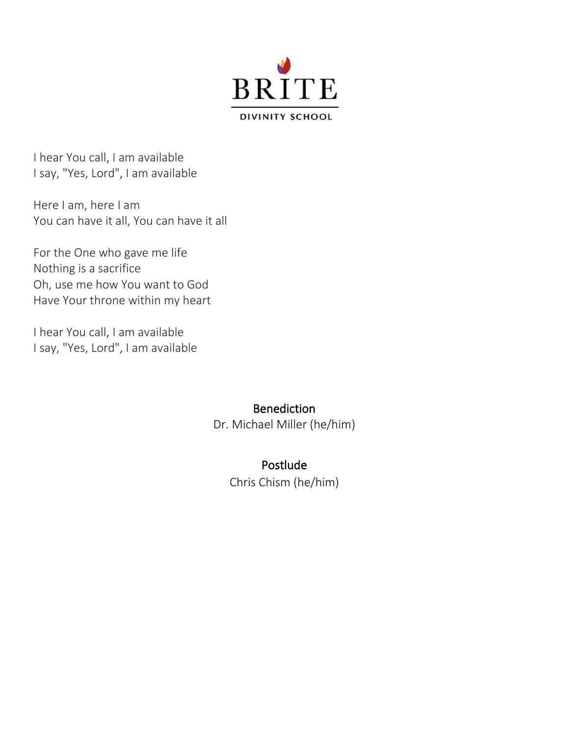BRITE

DIVINITY SCHOOL

I hear You call, I am available
I say, "Yes, Lord", I am available

Here I am, here I am
You can have it all, You can have it all

For the One who gave me life
Nothing is a sacrifice
Oh, use me how You want to God
Have Your throne within my heart

I hear You call, I am available
I say, "Yes, Lord", I am available

## Benediction

Dr. Michael Miller (he/him)

## Postlude

Chris Chism (he/him)